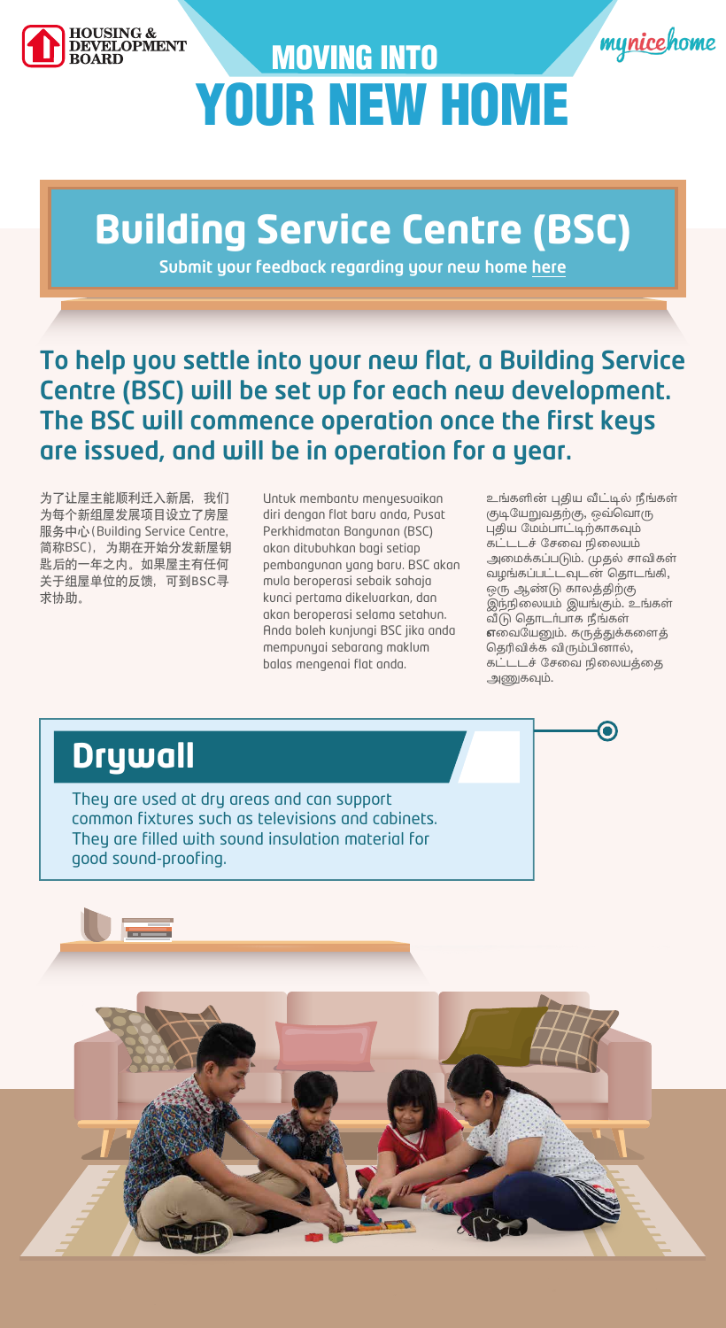HOUSING & DEVELOPMENT BOARD

# MOVING INTO YOUR NEW HOME

mynicehome

## Building Service Centre (BSC)

Submit your feedback regarding your new home here

### To help you settle into your new flat, a Building Service Centre (BSC) will be set up for each new development. The BSC will commence operation once the first keys are issued, and will be in operation for a year.

为了让屋主能顺利迁入新居，我们为每个新组屋发展项目设立了房屋服务中心（Building Service Centre，简称BSC），为期在开始分发新屋钥匙后的一年之内。如果屋主有任何关于组屋单位的反馈，可到BSC寻求协助。

Untuk membantu menyesuaikan diri dengan flat baru anda, Pusat Perkhidmatan Bangunan (BSC) akan ditubuhkan bagi setiap pembangunan yang baru. BSC akan mula beroperasi sebaik sahaja kunci pertama dikeluarkan, dan akan beroperasi selama setahun. Anda boleh kunjungi BSC jika anda mempunyai sebarang maklum balas mengenai flat anda.

உங்களின் புதிய வீட்டில் நீங்கள் குடியேறுவதற்கு, ஒவ்வொரு புதிய மேம்பாட்டிற்காகவும் கட்டடச் சேவை நிலையம் அமைக்கப்படும். முதல் சாவிகள் வழங்கப்பட்டவுடன் தொடங்கி, ஒரு ஆண்டு காலத்திற்கு இந்நிலையம் இயங்கும். உங்கள் வீடு தொடர்பாக நீங்கள் எவையேனும் கருத்துக்களைத் தெரிவிக்க விரும்பினால், கட்டடச் சேவை நிலையத்தை அணுகவும்.

## Drywall

They are used at dry areas and can support common fixtures such as televisions and cabinets. They are filled with sound insulation material for good sound-proofing.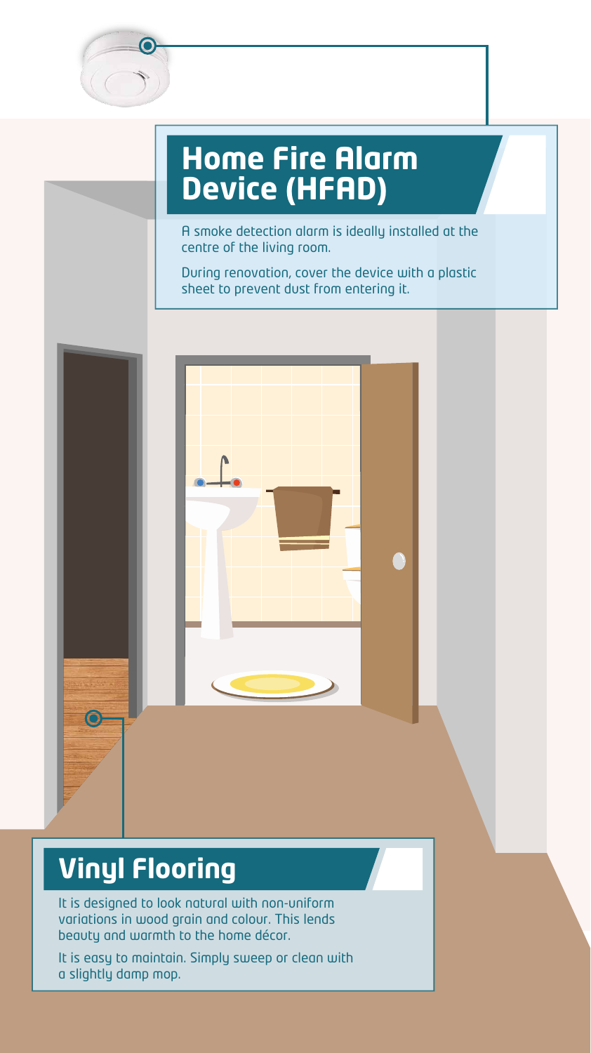## Home Fire Alarm Device (HFAD)

A smoke detection alarm is ideally installed at the centre of the living room.

During renovation, cover the device with a plastic sheet to prevent dust from entering it.

## Vinyl Flooring

It is designed to look natural with non-uniform variations in wood grain and colour. This lends beauty and warmth to the home décor.

It is easy to maintain. Simply sweep or clean with a slightly damp mop.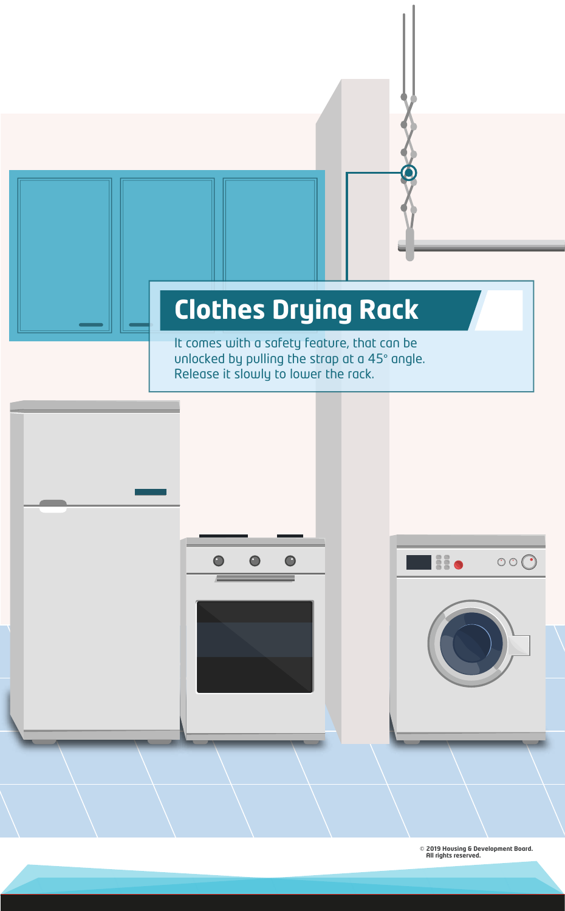## Clothes Drying Rack

It comes with a safety feature, that can be unlocked by pulling the strap at a 45° angle. Release it slowly to lower the rack.

© 2019 Housing & Development Board. All rights reserved.